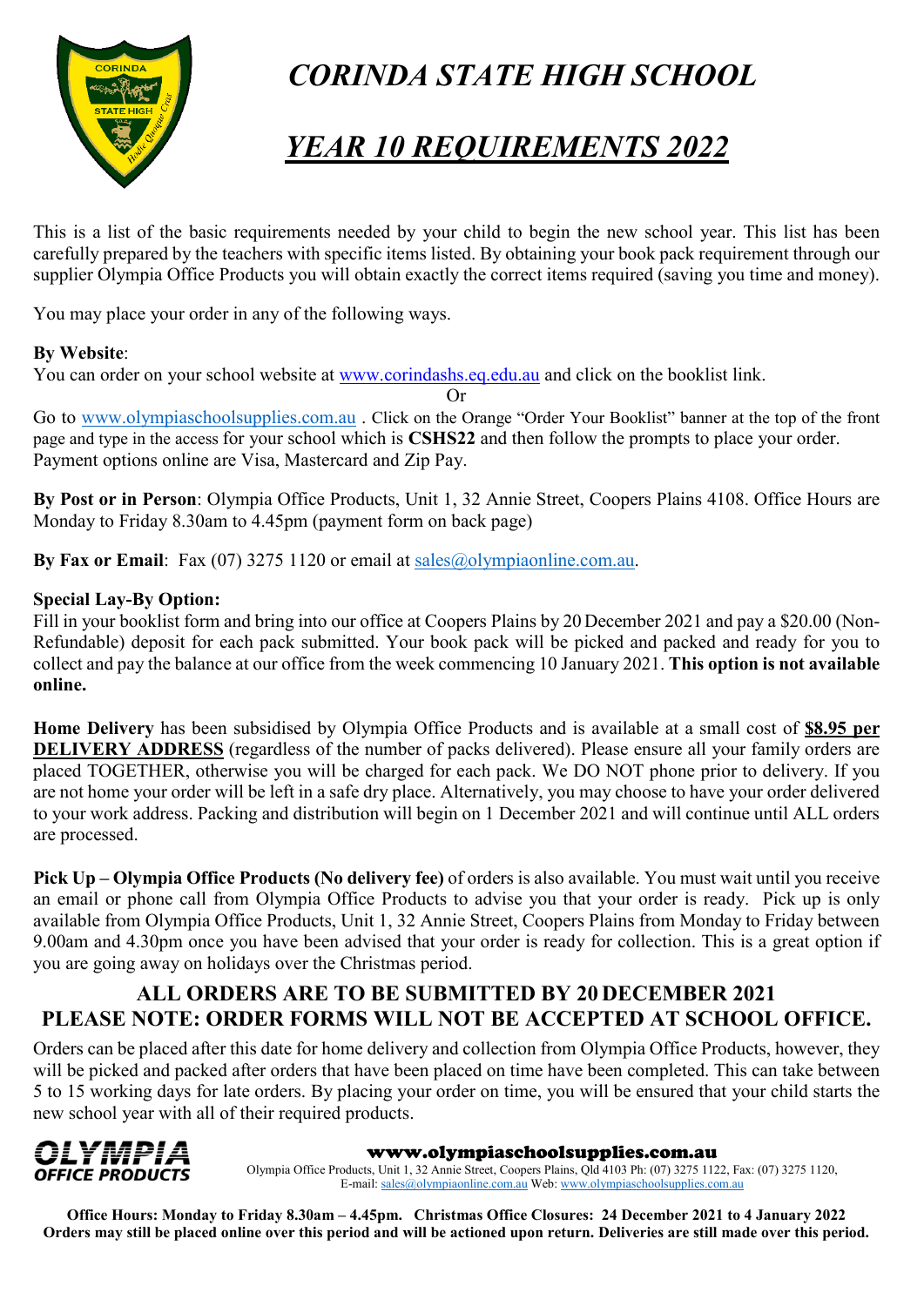# *CORINDA STATE HIGH SCHOOL*

## *YEAR 10 REQUIREMENTS 2022*

This is a list of the basic requirements needed by your child to begin the new school year. This list has been carefully prepared by the teachers with specific items listed. By obtaining your book pack requirement through our supplier Olympia Office Products you will obtain exactly the correct items required (saving you time and money).

You may place your order in any of the following ways.

**By Website**:
You can order on your school website at www.corindashs.eq.edu.au and click on the booklist link.

Or

Go to www.olympiaschoolsupplies.com.au . Click on the Orange "Order Your Booklist" banner at the top of the front page and type in the access for your school which is **CSHS22** and then follow the prompts to place your order. Payment options online are Visa, Mastercard and Zip Pay.

**By Post or in Person**: Olympia Office Products, Unit 1, 32 Annie Street, Coopers Plains 4108. Office Hours are Monday to Friday 8.30am to 4.45pm (payment form on back page)

**By Fax or Email**: Fax (07) 3275 1120 or email at sales@olympiaonline.com.au.

**Special Lay-By Option:**
Fill in your booklist form and bring into our office at Coopers Plains by 20 December 2021 and pay a $20.00 (Non-Refundable) deposit for each pack submitted. Your book pack will be picked and packed and ready for you to collect and pay the balance at our office from the week commencing 10 January 2021. **This option is not available online.**

**Home Delivery** has been subsidised by Olympia Office Products and is available at a small cost of **$8.95 per DELIVERY ADDRESS** (regardless of the number of packs delivered). Please ensure all your family orders are placed TOGETHER, otherwise you will be charged for each pack. We DO NOT phone prior to delivery. If you are not home your order will be left in a safe dry place. Alternatively, you may choose to have your order delivered to your work address. Packing and distribution will begin on 1 December 2021 and will continue until ALL orders are processed.

**Pick Up – Olympia Office Products (No delivery fee)** of orders is also available. You must wait until you receive an email or phone call from Olympia Office Products to advise you that your order is ready. Pick up is only available from Olympia Office Products, Unit 1, 32 Annie Street, Coopers Plains from Monday to Friday between 9.00am and 4.30pm once you have been advised that your order is ready for collection. This is a great option if you are going away on holidays over the Christmas period.

### ALL ORDERS ARE TO BE SUBMITTED BY 20 DECEMBER 2021
### PLEASE NOTE: ORDER FORMS WILL NOT BE ACCEPTED AT SCHOOL OFFICE.

Orders can be placed after this date for home delivery and collection from Olympia Office Products, however, they will be picked and packed after orders that have been placed on time have been completed. This can take between 5 to 15 working days for late orders. By placing your order on time, you will be ensured that your child starts the new school year with all of their required products.

**OLYMPIA OFFICE PRODUCTS**

**www.olympiaschoolsupplies.com.au**
Olympia Office Products, Unit 1, 32 Annie Street, Coopers Plains, Qld 4103 Ph: (07) 3275 1122, Fax: (07) 3275 1120,
E-mail: sales@olympiaonline.com.au Web: www.olympiaschoolsupplies.com.au

**Office Hours: Monday to Friday 8.30am – 4.45pm. Christmas Office Closures: 24 December 2021 to 4 January 2022**
**Orders may still be placed online over this period and will be actioned upon return. Deliveries are still made over this period.**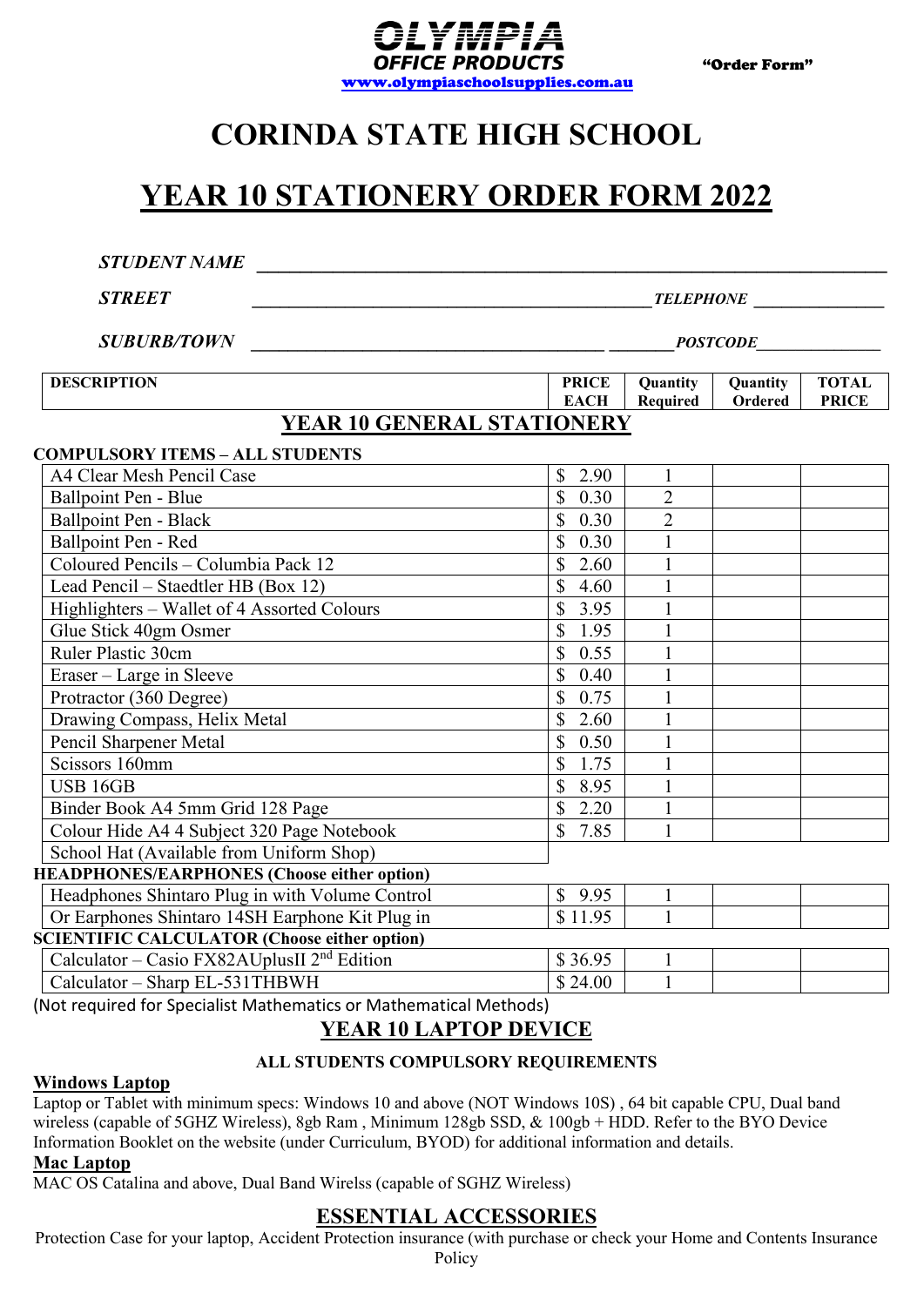**OLYMPIA OFFICE PRODUCTS**
www.olympiaschoolsupplies.com.au

**"Order Form"**

# CORINDA STATE HIGH SCHOOL

# YEAR 10 STATIONERY ORDER FORM 2022

***STUDENT NAME*** ______________________________________________

***STREET*** ______________________________________ ***TELEPHONE*** ______________

***SUBURB/TOWN*** __________________________________ ________***POSTCODE***______________

| DESCRIPTION | PRICE EACH | Quantity Required | Quantity Ordered | TOTAL PRICE |
|---|---|---|---|---|
| **YEAR 10 GENERAL STATIONERY** | | | | |
| **COMPULSORY ITEMS – ALL STUDENTS** | | | | |
| A4 Clear Mesh Pencil Case | $ 2.90 | 1 | | |
| Ballpoint Pen - Blue | $ 0.30 | 2 | | |
| Ballpoint Pen - Black | $ 0.30 | 2 | | |
| Ballpoint Pen - Red | $ 0.30 | 1 | | |
| Coloured Pencils – Columbia Pack 12 | $ 2.60 | 1 | | |
| Lead Pencil – Staedtler HB (Box 12) | $ 4.60 | 1 | | |
| Highlighters – Wallet of 4 Assorted Colours | $ 3.95 | 1 | | |
| Glue Stick 40gm Osmer | $ 1.95 | 1 | | |
| Ruler Plastic 30cm | $ 0.55 | 1 | | |
| Eraser – Large in Sleeve | $ 0.40 | 1 | | |
| Protractor (360 Degree) | $ 0.75 | 1 | | |
| Drawing Compass, Helix Metal | $ 2.60 | 1 | | |
| Pencil Sharpener Metal | $ 0.50 | 1 | | |
| Scissors 160mm | $ 1.75 | 1 | | |
| USB 16GB | $ 8.95 | 1 | | |
| Binder Book A4 5mm Grid 128 Page | $ 2.20 | 1 | | |
| Colour Hide A4 4 Subject 320 Page Notebook | $ 7.85 | 1 | | |
| School Hat (Available from Uniform Shop) | | | | |
| **HEADPHONES/EARPHONES (Choose either option)** | | | | |
| Headphones Shintaro Plug in with Volume Control | $ 9.95 | 1 | | |
| Or Earphones Shintaro 14SH Earphone Kit Plug in | $ 11.95 | 1 | | |
| **SCIENTIFIC CALCULATOR (Choose either option)** | | | | |
| Calculator – Casio FX82AUplusII 2nd Edition | $ 36.95 | 1 | | |
| Calculator – Sharp EL-531THBWH | $ 24.00 | 1 | | |

(Not required for Specialist Mathematics or Mathematical Methods)

## YEAR 10 LAPTOP DEVICE

**ALL STUDENTS COMPULSORY REQUIREMENTS**

**Windows Laptop**

Laptop or Tablet with minimum specs: Windows 10 and above (NOT Windows 10S) , 64 bit capable CPU, Dual band wireless (capable of 5GHZ Wireless), 8gb Ram , Minimum 128gb SSD, & 100gb + HDD. Refer to the BYO Device Information Booklet on the website (under Curriculum, BYOD) for additional information and details.

**Mac Laptop**

MAC OS Catalina and above, Dual Band Wirelss (capable of SGHZ Wireless)

## ESSENTIAL ACCESSORIES

Protection Case for your laptop, Accident Protection insurance (with purchase or check your Home and Contents Insurance Policy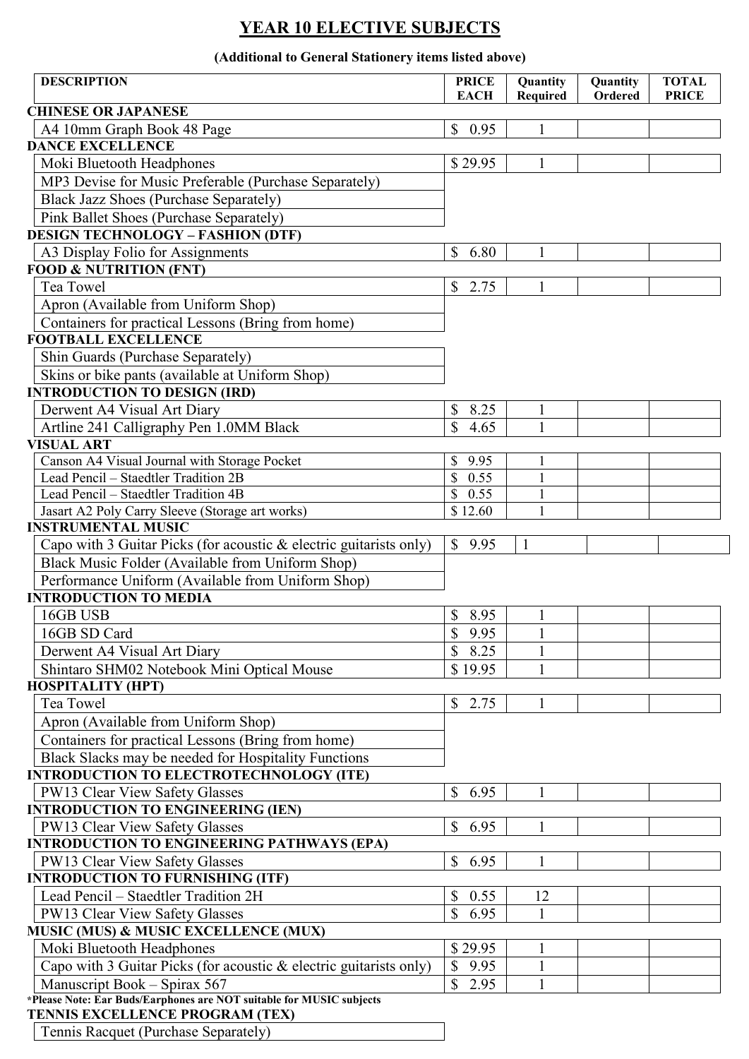# YEAR 10 ELECTIVE SUBJECTS

**(Additional to General Stationery items listed above)**

| DESCRIPTION | PRICE EACH | Quantity Required | Quantity Ordered | TOTAL PRICE |
|---|---|---|---|---|
| **CHINESE OR JAPANESE** | | | | |
| A4 10mm Graph Book 48 Page | $ 0.95 | 1 | | |
| **DANCE EXCELLENCE** | | | | |
| Moki Bluetooth Headphones | $ 29.95 | 1 | | |
| MP3 Devise for Music Preferable (Purchase Separately) | | | | |
| Black Jazz Shoes (Purchase Separately) | | | | |
| Pink Ballet Shoes (Purchase Separately) | | | | |
| **DESIGN TECHNOLOGY – FASHION (DTF)** | | | | |
| A3 Display Folio for Assignments | $ 6.80 | 1 | | |
| **FOOD & NUTRITION (FNT)** | | | | |
| Tea Towel | $ 2.75 | 1 | | |
| Apron (Available from Uniform Shop) | | | | |
| Containers for practical Lessons (Bring from home) | | | | |
| **FOOTBALL EXCELLENCE** | | | | |
| Shin Guards (Purchase Separately) | | | | |
| Skins or bike pants (available at Uniform Shop) | | | | |
| **INTRODUCTION TO DESIGN (IRD)** | | | | |
| Derwent A4 Visual Art Diary | $ 8.25 | 1 | | |
| Artline 241 Calligraphy Pen 1.0MM Black | $ 4.65 | 1 | | |
| **VISUAL ART** | | | | |
| Canson A4 Visual Journal with Storage Pocket | $ 9.95 | 1 | | |
| Lead Pencil – Staedtler Tradition 2B | $ 0.55 | 1 | | |
| Lead Pencil – Staedtler Tradition 4B | $ 0.55 | 1 | | |
| Jasart A2 Poly Carry Sleeve (Storage art works) | $ 12.60 | 1 | | |
| **INSTRUMENTAL MUSIC** | | | | |
| Capo with 3 Guitar Picks (for acoustic & electric guitarists only) | $ 9.95 | 1 | | |
| Black Music Folder (Available from Uniform Shop) | | | | |
| Performance Uniform (Available from Uniform Shop) | | | | |
| **INTRODUCTION TO MEDIA** | | | | |
| 16GB USB | $ 8.95 | 1 | | |
| 16GB SD Card | $ 9.95 | 1 | | |
| Derwent A4 Visual Art Diary | $ 8.25 | 1 | | |
| Shintaro SHM02 Notebook Mini Optical Mouse | $ 19.95 | 1 | | |
| **HOSPITALITY (HPT)** | | | | |
| Tea Towel | $ 2.75 | 1 | | |
| Apron (Available from Uniform Shop) | | | | |
| Containers for practical Lessons (Bring from home) | | | | |
| Black Slacks may be needed for Hospitality Functions | | | | |
| **INTRODUCTION TO ELECTROTECHNOLOGY (ITE)** | | | | |
| PW13 Clear View Safety Glasses | $ 6.95 | 1 | | |
| **INTRODUCTION TO ENGINEERING (IEN)** | | | | |
| PW13 Clear View Safety Glasses | $ 6.95 | 1 | | |
| **INTRODUCTION TO ENGINEERING PATHWAYS (EPA)** | | | | |
| PW13 Clear View Safety Glasses | $ 6.95 | 1 | | |
| **INTRODUCTION TO FURNISHING (ITF)** | | | | |
| Lead Pencil – Staedtler Tradition 2H | $ 0.55 | 12 | | |
| PW13 Clear View Safety Glasses | $ 6.95 | 1 | | |
| **MUSIC (MUS) & MUSIC EXCELLENCE (MUX)** | | | | |
| Moki Bluetooth Headphones | $ 29.95 | 1 | | |
| Capo with 3 Guitar Picks (for acoustic & electric guitarists only) | $ 9.95 | 1 | | |
| Manuscript Book – Spirax 567 | $ 2.95 | 1 | | |
| ***Please Note: Ear Buds/Earphones are NOT suitable for MUSIC subjects** | | | | |
| **TENNIS EXCELLENCE PROGRAM (TEX)** | | | | |
| Tennis Racquet (Purchase Separately) | | | | |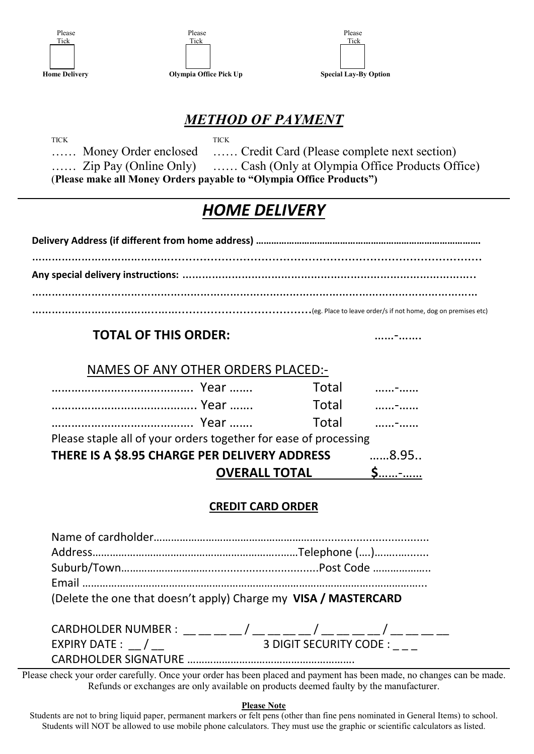| Please Tick | Please Tick | Please Tick |
|---|---|---|
| ☐ Home Delivery | ☐ Olympia Office Pick Up | ☐ Special Lay-By Option |

## *METHOD OF PAYMENT*

TICK …… Money Order enclosed

TICK …… Credit Card (Please complete next section)

…… Zip Pay (Online Only)

…… Cash (Only at Olympia Office Products Office)

(**Please make all Money Orders payable to "Olympia Office Products")**

---

# *HOME DELIVERY*

**Delivery Address (if different from home address) ……………………………………………………………………………**

………………………………………………………………………………………………………………………

**Any special delivery instructions:** ……………………………………………………………………………

………………………………………………………………………………………………………………………

………………………………………………………………………(eg. Place to leave order/s if not home, dog on premises etc)

**TOTAL OF THIS ORDER:** ……-…….

NAMES OF ANY OTHER ORDERS PLACED:-

| | | | |
|---|---|---|---|
| …………………………………… | Year ……. | Total | ……-…… |
| …………………………………… | Year ……. | Total | ……-…… |
| …………………………………… | Year ……. | Total | ……-…… |

Please staple all of your orders together for ease of processing

**THERE IS A $8.95 CHARGE PER DELIVERY ADDRESS** ……8.95..

**OVERALL TOTAL** **$**……-……

### CREDIT CARD ORDER

Name of cardholder……………………………………………………………………………………

Address……………………………………………………………Telephone (….)……………..

Suburb/Town……………………………………………………Post Code ………………..

Email ……………………………………………………………………………………………………..

(Delete the one that doesn't apply) Charge my **VISA / MASTERCARD**

CARDHOLDER NUMBER : __ __ __ __ / __ __ __ __ / __ __ __ __ / __ __ __ __

EXPIRY DATE : __ / __ 3 DIGIT SECURITY CODE : _ _ _

CARDHOLDER SIGNATURE …………………………………………………

---

Please check your order carefully. Once your order has been placed and payment has been made, no changes can be made. Refunds or exchanges are only available on products deemed faulty by the manufacturer.

**Please Note**

Students are not to bring liquid paper, permanent markers or felt pens (other than fine pens nominated in General Items) to school. Students will NOT be allowed to use mobile phone calculators. They must use the graphic or scientific calculators as listed.